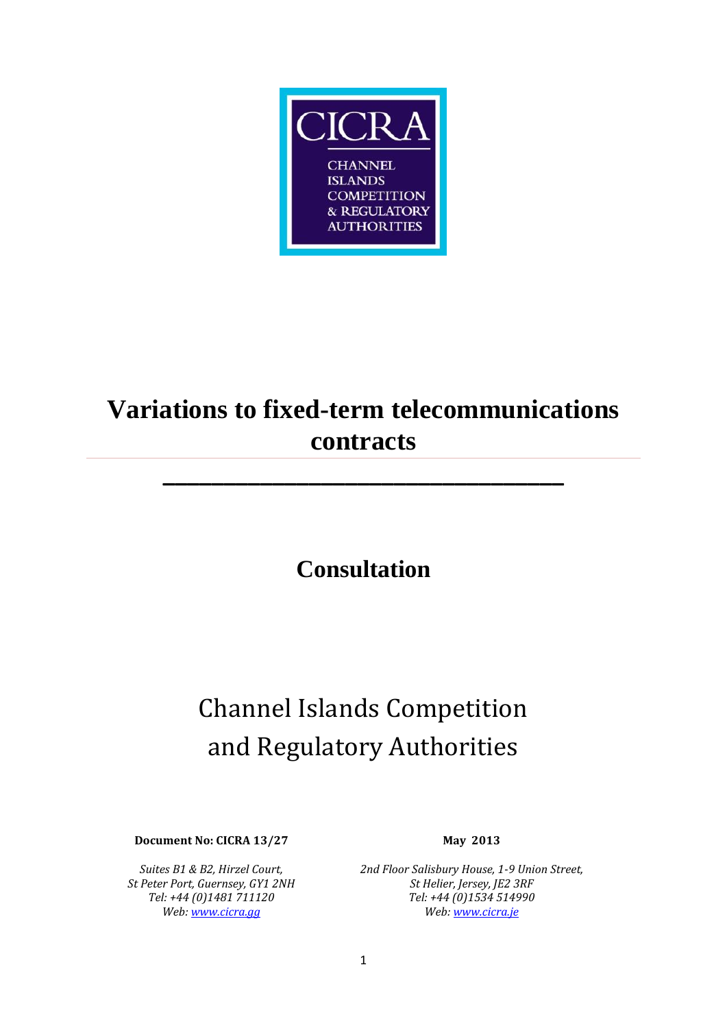CICRA

CHANNEL ISLANDS COMPETITION & REGULATORY AUTHORITIES

# Variations to fixed-term telecommunications contracts

## Consultation

Channel Islands Competition and Regulatory Authorities

**Document No: CICRA 13/27**

**May 2013**

*Suites B1 & B2, Hirzel Court,*
*St Peter Port, Guernsey, GY1 2NH*
*Tel: +44 (0)1481 711120*
*Web: www.cicra.gg*

*2nd Floor Salisbury House, 1-9 Union Street,*
*St Helier, Jersey, JE2 3RF*
*Tel: +44 (0)1534 514990*
*Web: www.cicra.je*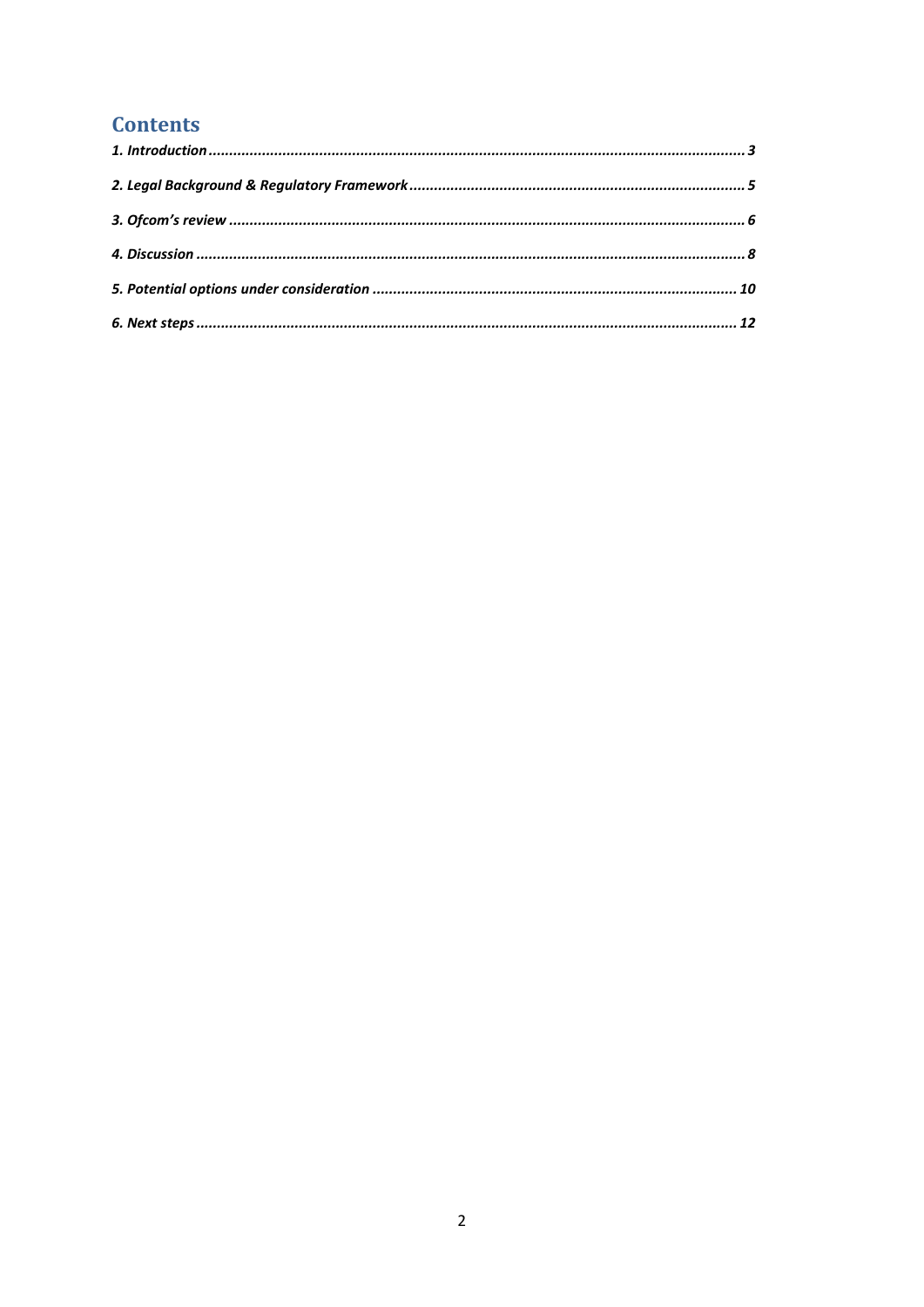# Contents

*1. Introduction* ..... *3*

*2. Legal Background & Regulatory Framework* ..... *5*

*3. Ofcom's review* ..... *6*

*4. Discussion* ..... *8*

*5. Potential options under consideration* ..... *10*

*6. Next steps* ..... *12*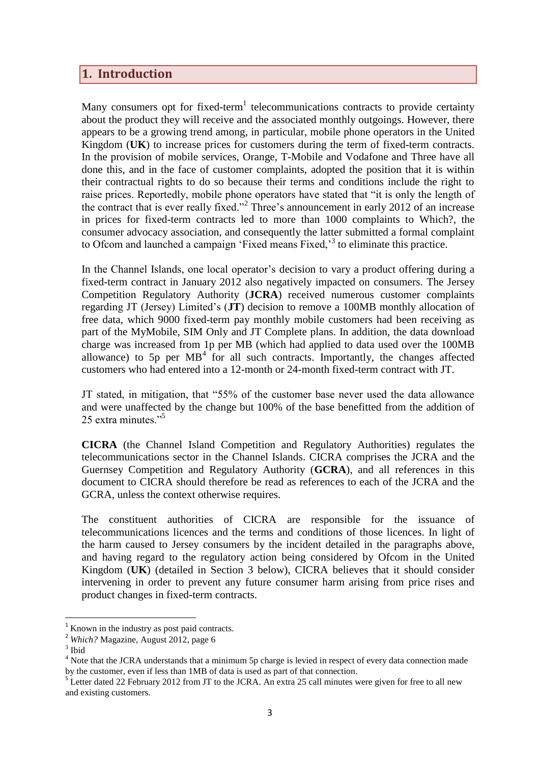# 1. Introduction

Many consumers opt for fixed-term[1] telecommunications contracts to provide certainty about the product they will receive and the associated monthly outgoings. However, there appears to be a growing trend among, in particular, mobile phone operators in the United Kingdom (**UK**) to increase prices for customers during the term of fixed-term contracts. In the provision of mobile services, Orange, T-Mobile and Vodafone and Three have all done this, and in the face of customer complaints, adopted the position that it is within their contractual rights to do so because their terms and conditions include the right to raise prices. Reportedly, mobile phone operators have stated that "it is only the length of the contract that is ever really fixed."[2] Three's announcement in early 2012 of an increase in prices for fixed-term contracts led to more than 1000 complaints to Which?, the consumer advocacy association, and consequently the latter submitted a formal complaint to Ofcom and launched a campaign 'Fixed means Fixed,'[3] to eliminate this practice.

In the Channel Islands, one local operator's decision to vary a product offering during a fixed-term contract in January 2012 also negatively impacted on consumers. The Jersey Competition Regulatory Authority (**JCRA**) received numerous customer complaints regarding JT (Jersey) Limited's (**JT**) decision to remove a 100MB monthly allocation of free data, which 9000 fixed-term pay monthly mobile customers had been receiving as part of the MyMobile, SIM Only and JT Complete plans. In addition, the data download charge was increased from 1p per MB (which had applied to data used over the 100MB allowance) to 5p per MB[4] for all such contracts. Importantly, the changes affected customers who had entered into a 12-month or 24-month fixed-term contract with JT.

JT stated, in mitigation, that "55% of the customer base never used the data allowance and were unaffected by the change but 100% of the base benefitted from the addition of 25 extra minutes."[5]

**CICRA** (the Channel Island Competition and Regulatory Authorities) regulates the telecommunications sector in the Channel Islands. CICRA comprises the JCRA and the Guernsey Competition and Regulatory Authority (**GCRA**), and all references in this document to CICRA should therefore be read as references to each of the JCRA and the GCRA, unless the context otherwise requires.

The constituent authorities of CICRA are responsible for the issuance of telecommunications licences and the terms and conditions of those licences. In light of the harm caused to Jersey consumers by the incident detailed in the paragraphs above, and having regard to the regulatory action being considered by Ofcom in the United Kingdom (**UK**) (detailed in Section 3 below), CICRA believes that it should consider intervening in order to prevent any future consumer harm arising from price rises and product changes in fixed-term contracts.

---

[1] Known in the industry as post paid contracts.

[2] *Which?* Magazine, August 2012, page 6

[3] Ibid

[4] Note that the JCRA understands that a minimum 5p charge is levied in respect of every data connection made by the customer, even if less than 1MB of data is used as part of that connection.

[5] Letter dated 22 February 2012 from JT to the JCRA. An extra 25 call minutes were given for free to all new and existing customers.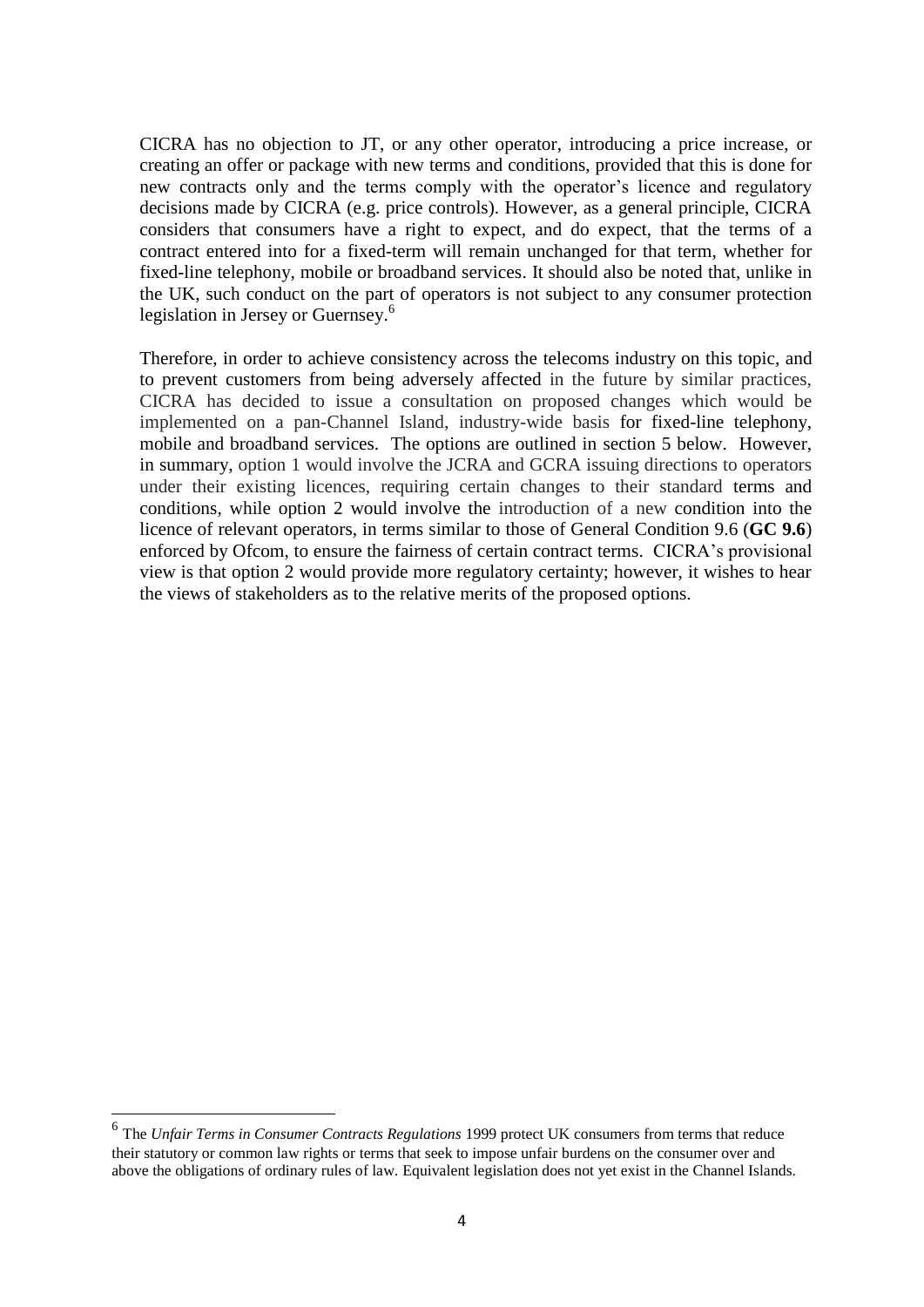CICRA has no objection to JT, or any other operator, introducing a price increase, or creating an offer or package with new terms and conditions, provided that this is done for new contracts only and the terms comply with the operator's licence and regulatory decisions made by CICRA (e.g. price controls). However, as a general principle, CICRA considers that consumers have a right to expect, and do expect, that the terms of a contract entered into for a fixed-term will remain unchanged for that term, whether for fixed-line telephony, mobile or broadband services. It should also be noted that, unlike in the UK, such conduct on the part of operators is not subject to any consumer protection legislation in Jersey or Guernsey.[6]

Therefore, in order to achieve consistency across the telecoms industry on this topic, and to prevent customers from being adversely affected in the future by similar practices, CICRA has decided to issue a consultation on proposed changes which would be implemented on a pan-Channel Island, industry-wide basis for fixed-line telephony, mobile and broadband services. The options are outlined in section 5 below. However, in summary, option 1 would involve the JCRA and GCRA issuing directions to operators under their existing licences, requiring certain changes to their standard terms and conditions, while option 2 would involve the introduction of a new condition into the licence of relevant operators, in terms similar to those of General Condition 9.6 (**GC 9.6**) enforced by Ofcom, to ensure the fairness of certain contract terms. CICRA's provisional view is that option 2 would provide more regulatory certainty; however, it wishes to hear the views of stakeholders as to the relative merits of the proposed options.

---

[6] The *Unfair Terms in Consumer Contracts Regulations* 1999 protect UK consumers from terms that reduce their statutory or common law rights or terms that seek to impose unfair burdens on the consumer over and above the obligations of ordinary rules of law. Equivalent legislation does not yet exist in the Channel Islands.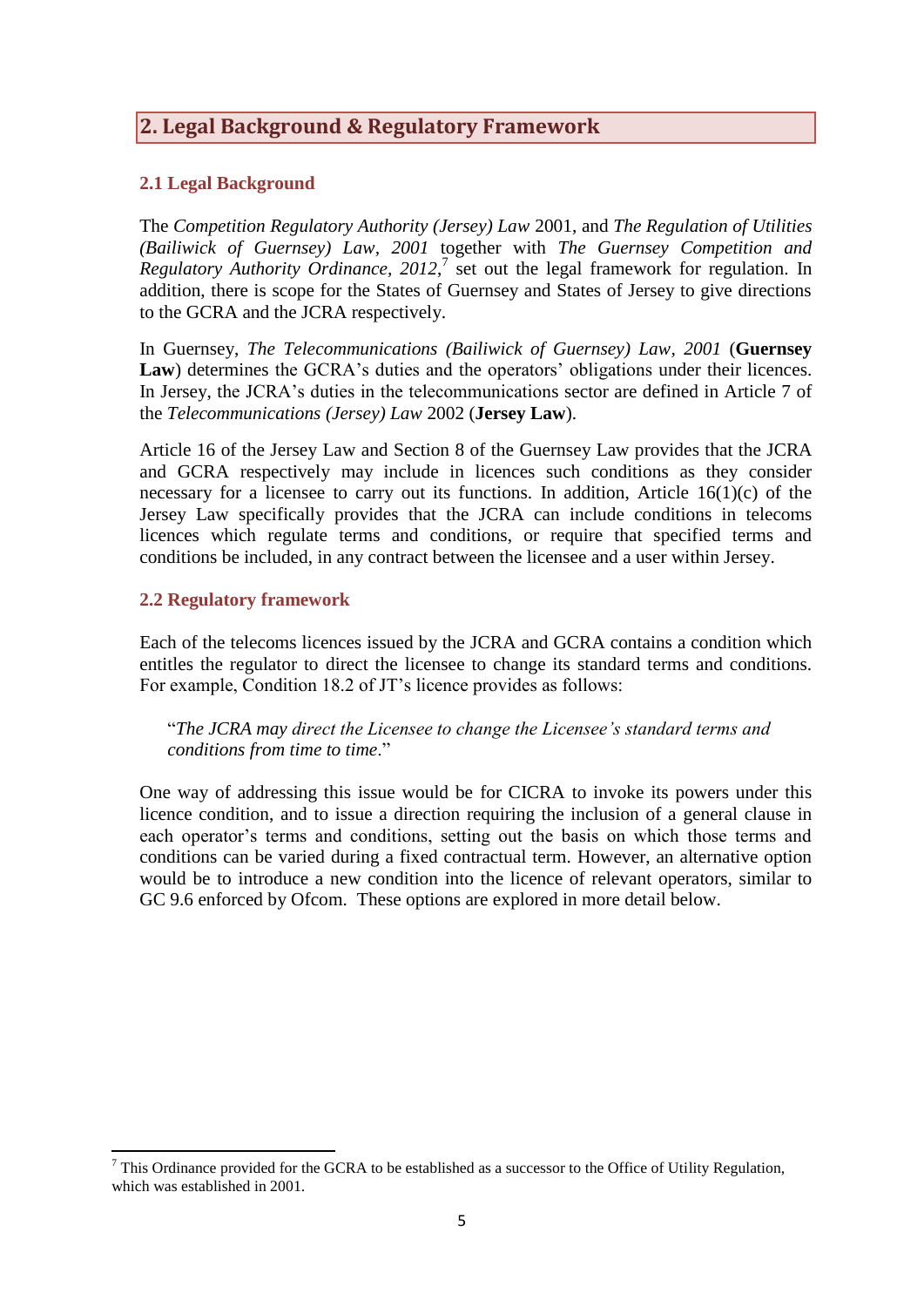## 2. Legal Background & Regulatory Framework

### 2.1 Legal Background

The *Competition Regulatory Authority (Jersey) Law* 2001, and *The Regulation of Utilities (Bailiwick of Guernsey) Law, 2001* together with *The Guernsey Competition and Regulatory Authority Ordinance, 2012*,[7] set out the legal framework for regulation. In addition, there is scope for the States of Guernsey and States of Jersey to give directions to the GCRA and the JCRA respectively.

In Guernsey, *The Telecommunications (Bailiwick of Guernsey) Law, 2001* (**Guernsey Law**) determines the GCRA's duties and the operators' obligations under their licences. In Jersey, the JCRA's duties in the telecommunications sector are defined in Article 7 of the *Telecommunications (Jersey) Law* 2002 (**Jersey Law**).

Article 16 of the Jersey Law and Section 8 of the Guernsey Law provides that the JCRA and GCRA respectively may include in licences such conditions as they consider necessary for a licensee to carry out its functions. In addition, Article 16(1)(c) of the Jersey Law specifically provides that the JCRA can include conditions in telecoms licences which regulate terms and conditions, or require that specified terms and conditions be included, in any contract between the licensee and a user within Jersey.

### 2.2 Regulatory framework

Each of the telecoms licences issued by the JCRA and GCRA contains a condition which entitles the regulator to direct the licensee to change its standard terms and conditions. For example, Condition 18.2 of JT's licence provides as follows:

> "*The JCRA may direct the Licensee to change the Licensee's standard terms and conditions from time to time.*"

One way of addressing this issue would be for CICRA to invoke its powers under this licence condition, and to issue a direction requiring the inclusion of a general clause in each operator's terms and conditions, setting out the basis on which those terms and conditions can be varied during a fixed contractual term. However, an alternative option would be to introduce a new condition into the licence of relevant operators, similar to GC 9.6 enforced by Ofcom. These options are explored in more detail below.

---

[7] This Ordinance provided for the GCRA to be established as a successor to the Office of Utility Regulation, which was established in 2001.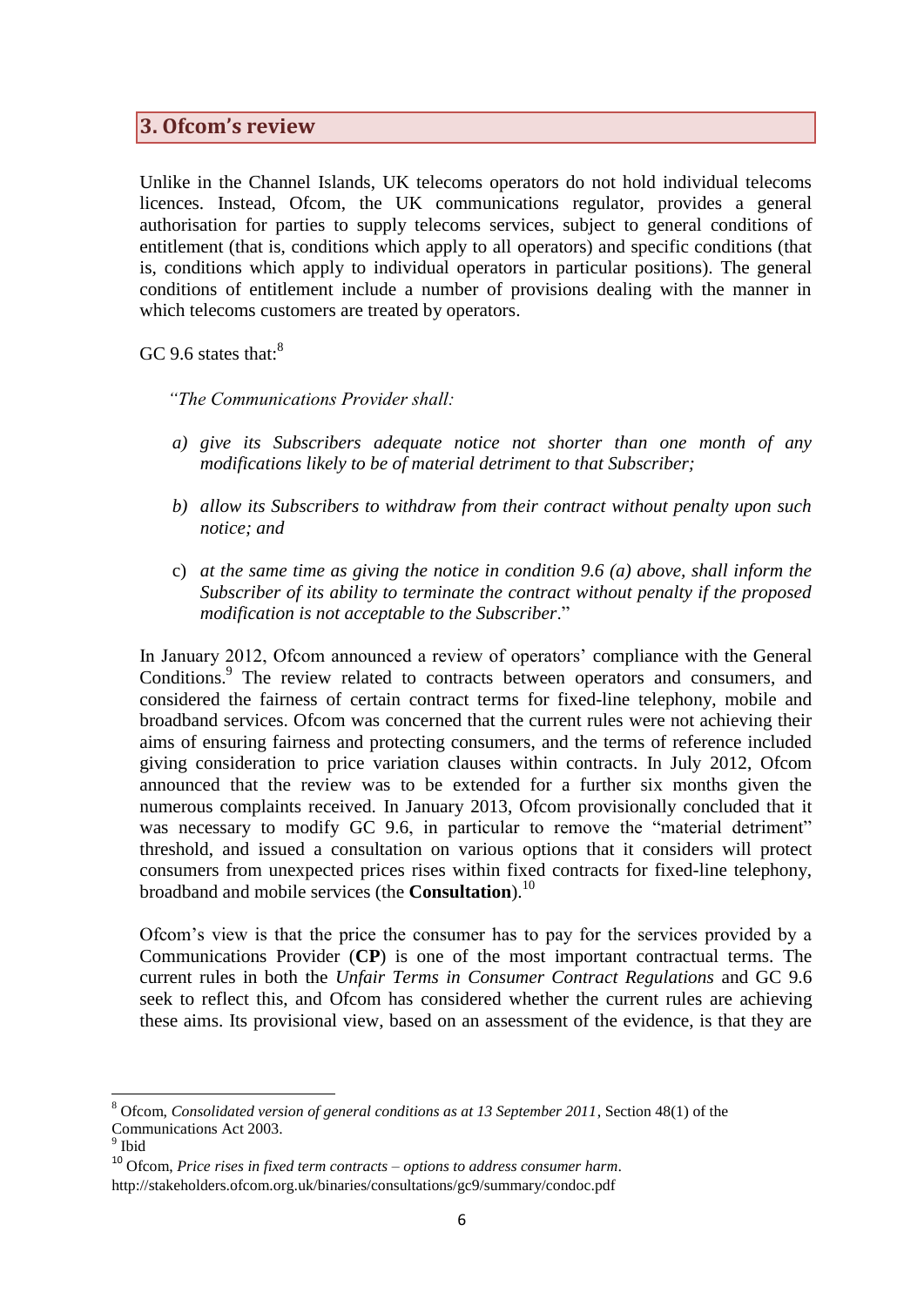## 3. Ofcom's review

Unlike in the Channel Islands, UK telecoms operators do not hold individual telecoms licences. Instead, Ofcom, the UK communications regulator, provides a general authorisation for parties to supply telecoms services, subject to general conditions of entitlement (that is, conditions which apply to all operators) and specific conditions (that is, conditions which apply to individual operators in particular positions). The general conditions of entitlement include a number of provisions dealing with the manner in which telecoms customers are treated by operators.

GC 9.6 states that:[8]

> *"The Communications Provider shall:*
>
> *a) give its Subscribers adequate notice not shorter than one month of any modifications likely to be of material detriment to that Subscriber;*
>
> *b) allow its Subscribers to withdraw from their contract without penalty upon such notice; and*
>
> c) *at the same time as giving the notice in condition 9.6 (a) above, shall inform the Subscriber of its ability to terminate the contract without penalty if the proposed modification is not acceptable to the Subscriber*."

In January 2012, Ofcom announced a review of operators' compliance with the General Conditions.[9] The review related to contracts between operators and consumers, and considered the fairness of certain contract terms for fixed-line telephony, mobile and broadband services. Ofcom was concerned that the current rules were not achieving their aims of ensuring fairness and protecting consumers, and the terms of reference included giving consideration to price variation clauses within contracts. In July 2012, Ofcom announced that the review was to be extended for a further six months given the numerous complaints received. In January 2013, Ofcom provisionally concluded that it was necessary to modify GC 9.6, in particular to remove the "material detriment" threshold, and issued a consultation on various options that it considers will protect consumers from unexpected prices rises within fixed contracts for fixed-line telephony, broadband and mobile services (the **Consultation**).[10]

Ofcom's view is that the price the consumer has to pay for the services provided by a Communications Provider (**CP**) is one of the most important contractual terms. The current rules in both the *Unfair Terms in Consumer Contract Regulations* and GC 9.6 seek to reflect this, and Ofcom has considered whether the current rules are achieving these aims. Its provisional view, based on an assessment of the evidence, is that they are

---

[8] Ofcom, *Consolidated version of general conditions as at 13 September 2011*, Section 48(1) of the Communications Act 2003.

[9] Ibid

[10] Ofcom, *Price rises in fixed term contracts – options to address consumer harm*. http://stakeholders.ofcom.org.uk/binaries/consultations/gc9/summary/condoc.pdf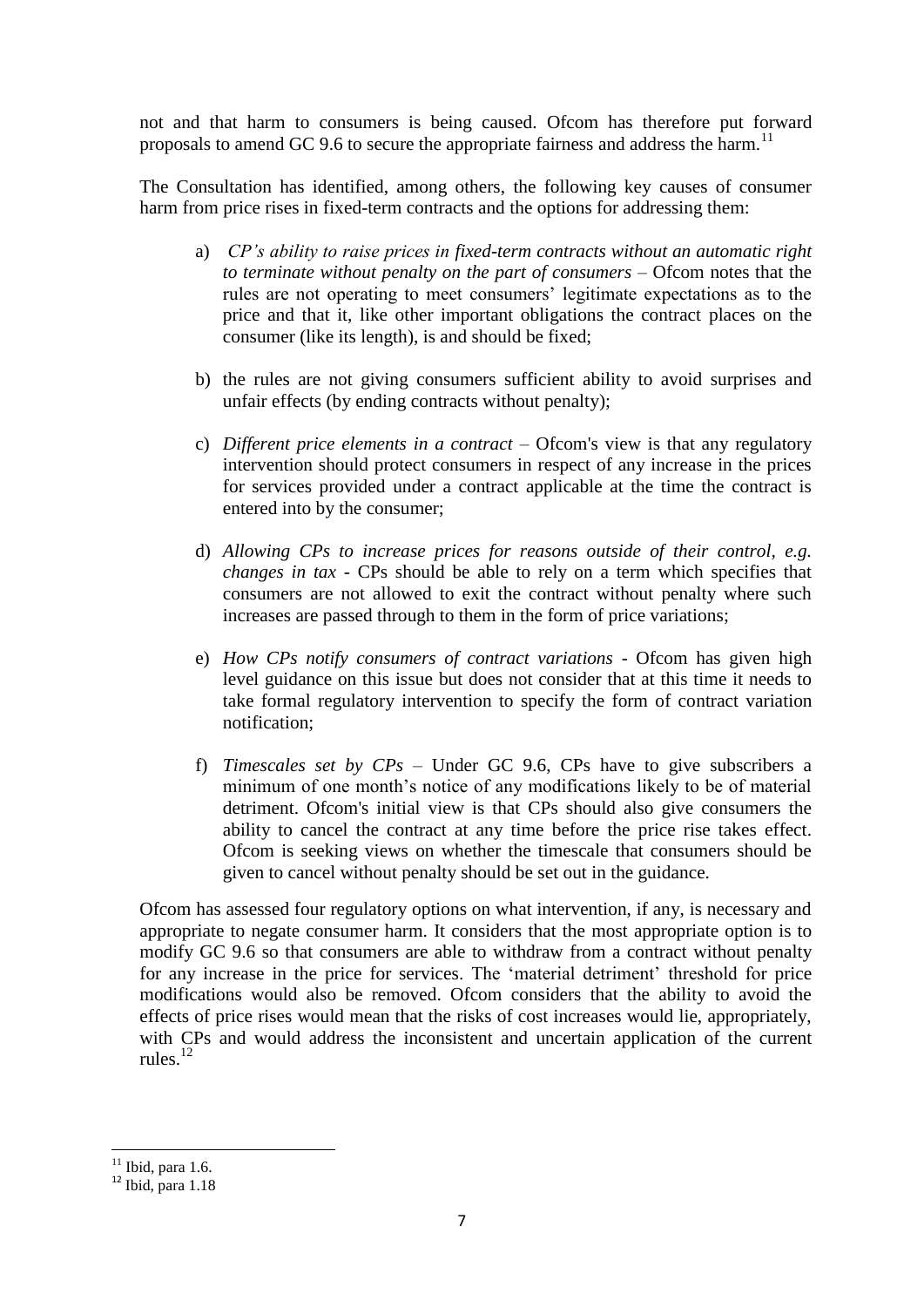not and that harm to consumers is being caused. Ofcom has therefore put forward proposals to amend GC 9.6 to secure the appropriate fairness and address the harm.[11]

The Consultation has identified, among others, the following key causes of consumer harm from price rises in fixed-term contracts and the options for addressing them:

a) *CP's ability to raise prices in fixed-term contracts without an automatic right to terminate without penalty on the part of consumers* – Ofcom notes that the rules are not operating to meet consumers' legitimate expectations as to the price and that it, like other important obligations the contract places on the consumer (like its length), is and should be fixed;

b) the rules are not giving consumers sufficient ability to avoid surprises and unfair effects (by ending contracts without penalty);

c) *Different price elements in a contract* – Ofcom's view is that any regulatory intervention should protect consumers in respect of any increase in the prices for services provided under a contract applicable at the time the contract is entered into by the consumer;

d) *Allowing CPs to increase prices for reasons outside of their control, e.g. changes in tax* - CPs should be able to rely on a term which specifies that consumers are not allowed to exit the contract without penalty where such increases are passed through to them in the form of price variations;

e) *How CPs notify consumers of contract variations* - Ofcom has given high level guidance on this issue but does not consider that at this time it needs to take formal regulatory intervention to specify the form of contract variation notification;

f) *Timescales set by CPs* – Under GC 9.6, CPs have to give subscribers a minimum of one month's notice of any modifications likely to be of material detriment. Ofcom's initial view is that CPs should also give consumers the ability to cancel the contract at any time before the price rise takes effect. Ofcom is seeking views on whether the timescale that consumers should be given to cancel without penalty should be set out in the guidance.

Ofcom has assessed four regulatory options on what intervention, if any, is necessary and appropriate to negate consumer harm. It considers that the most appropriate option is to modify GC 9.6 so that consumers are able to withdraw from a contract without penalty for any increase in the price for services. The 'material detriment' threshold for price modifications would also be removed. Ofcom considers that the ability to avoid the effects of price rises would mean that the risks of cost increases would lie, appropriately, with CPs and would address the inconsistent and uncertain application of the current rules.[12]

---

[11] Ibid, para 1.6.

[12] Ibid, para 1.18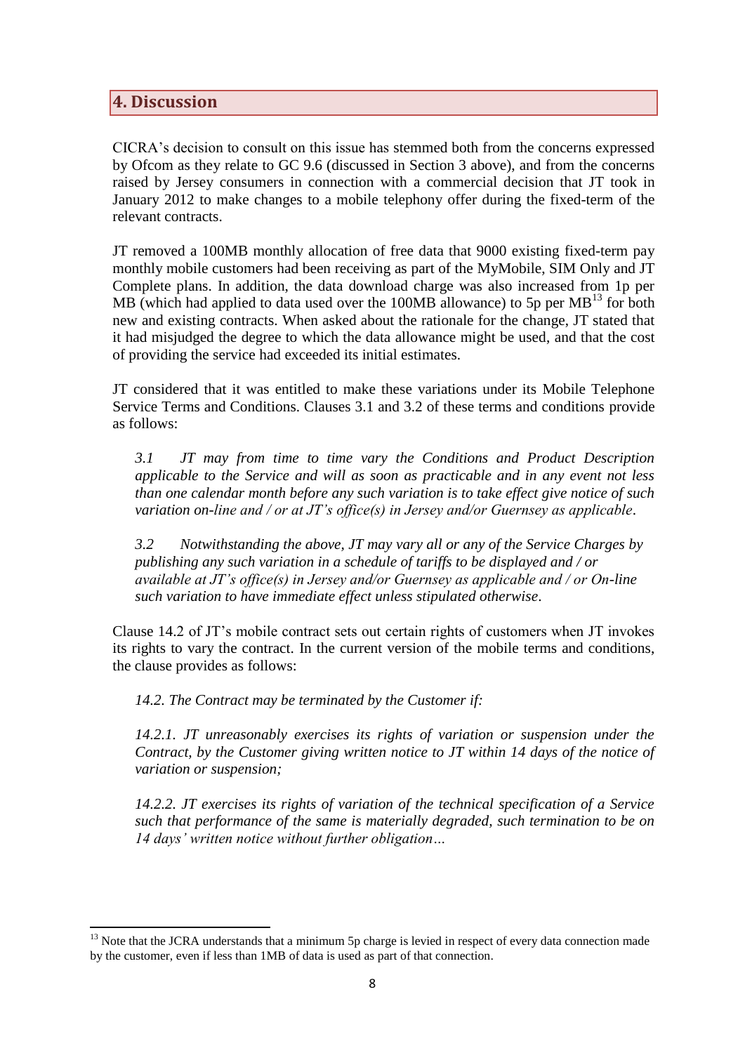## 4. Discussion

CICRA's decision to consult on this issue has stemmed both from the concerns expressed by Ofcom as they relate to GC 9.6 (discussed in Section 3 above), and from the concerns raised by Jersey consumers in connection with a commercial decision that JT took in January 2012 to make changes to a mobile telephony offer during the fixed-term of the relevant contracts.

JT removed a 100MB monthly allocation of free data that 9000 existing fixed-term pay monthly mobile customers had been receiving as part of the MyMobile, SIM Only and JT Complete plans. In addition, the data download charge was also increased from 1p per MB (which had applied to data used over the 100MB allowance) to 5p per MB[13] for both new and existing contracts. When asked about the rationale for the change, JT stated that it had misjudged the degree to which the data allowance might be used, and that the cost of providing the service had exceeded its initial estimates.

JT considered that it was entitled to make these variations under its Mobile Telephone Service Terms and Conditions. Clauses 3.1 and 3.2 of these terms and conditions provide as follows:

> *3.1 JT may from time to time vary the Conditions and Product Description applicable to the Service and will as soon as practicable and in any event not less than one calendar month before any such variation is to take effect give notice of such variation on-line and / or at JT's office(s) in Jersey and/or Guernsey as applicable.*
>
> *3.2 Notwithstanding the above, JT may vary all or any of the Service Charges by publishing any such variation in a schedule of tariffs to be displayed and / or available at JT's office(s) in Jersey and/or Guernsey as applicable and / or On-line such variation to have immediate effect unless stipulated otherwise.*

Clause 14.2 of JT's mobile contract sets out certain rights of customers when JT invokes its rights to vary the contract. In the current version of the mobile terms and conditions, the clause provides as follows:

> *14.2. The Contract may be terminated by the Customer if:*
>
> *14.2.1. JT unreasonably exercises its rights of variation or suspension under the Contract, by the Customer giving written notice to JT within 14 days of the notice of variation or suspension;*
>
> *14.2.2. JT exercises its rights of variation of the technical specification of a Service such that performance of the same is materially degraded, such termination to be on 14 days' written notice without further obligation…*

---

[13] Note that the JCRA understands that a minimum 5p charge is levied in respect of every data connection made by the customer, even if less than 1MB of data is used as part of that connection.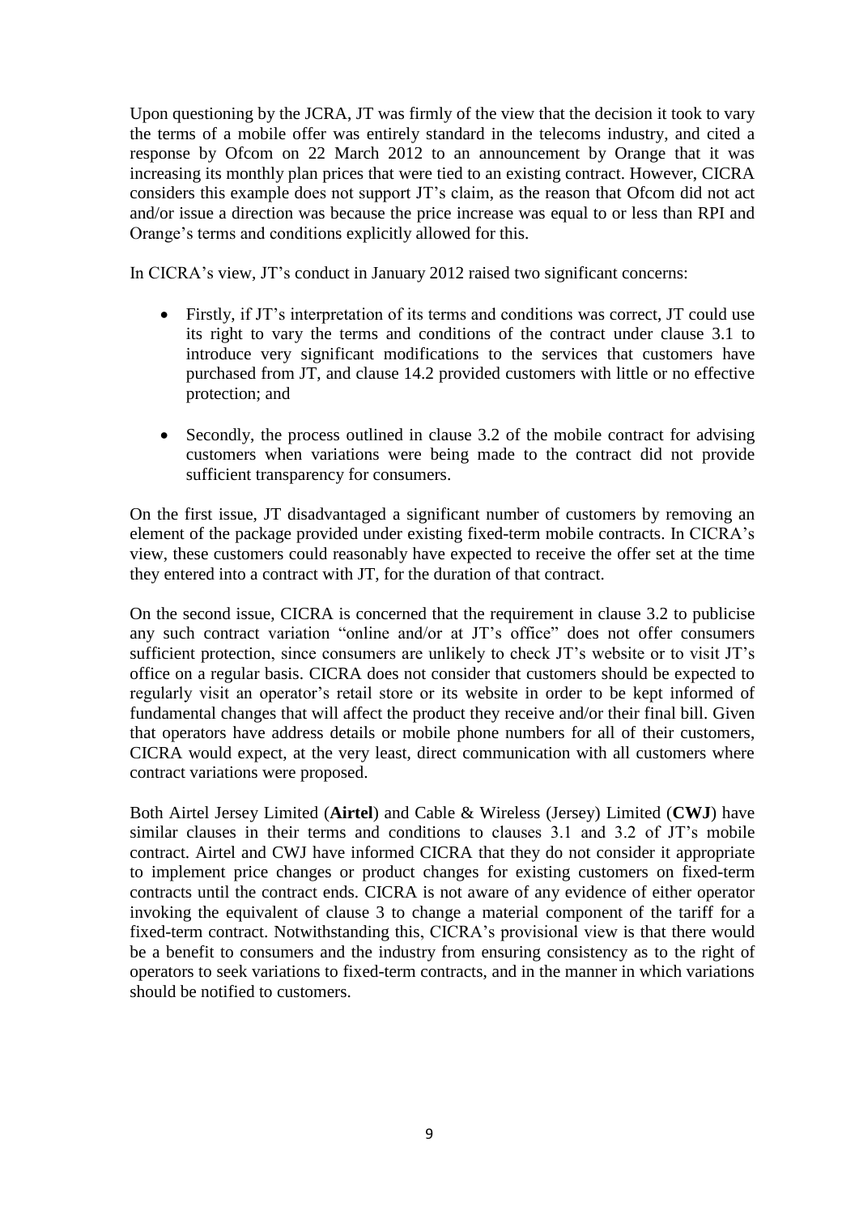Upon questioning by the JCRA, JT was firmly of the view that the decision it took to vary the terms of a mobile offer was entirely standard in the telecoms industry, and cited a response by Ofcom on 22 March 2012 to an announcement by Orange that it was increasing its monthly plan prices that were tied to an existing contract. However, CICRA considers this example does not support JT's claim, as the reason that Ofcom did not act and/or issue a direction was because the price increase was equal to or less than RPI and Orange's terms and conditions explicitly allowed for this.

In CICRA's view, JT's conduct in January 2012 raised two significant concerns:

- Firstly, if JT's interpretation of its terms and conditions was correct, JT could use its right to vary the terms and conditions of the contract under clause 3.1 to introduce very significant modifications to the services that customers have purchased from JT, and clause 14.2 provided customers with little or no effective protection; and

- Secondly, the process outlined in clause 3.2 of the mobile contract for advising customers when variations were being made to the contract did not provide sufficient transparency for consumers.

On the first issue, JT disadvantaged a significant number of customers by removing an element of the package provided under existing fixed-term mobile contracts. In CICRA's view, these customers could reasonably have expected to receive the offer set at the time they entered into a contract with JT, for the duration of that contract.

On the second issue, CICRA is concerned that the requirement in clause 3.2 to publicise any such contract variation "online and/or at JT's office" does not offer consumers sufficient protection, since consumers are unlikely to check JT's website or to visit JT's office on a regular basis. CICRA does not consider that customers should be expected to regularly visit an operator's retail store or its website in order to be kept informed of fundamental changes that will affect the product they receive and/or their final bill. Given that operators have address details or mobile phone numbers for all of their customers, CICRA would expect, at the very least, direct communication with all customers where contract variations were proposed.

Both Airtel Jersey Limited (**Airtel**) and Cable & Wireless (Jersey) Limited (**CWJ**) have similar clauses in their terms and conditions to clauses 3.1 and 3.2 of JT's mobile contract. Airtel and CWJ have informed CICRA that they do not consider it appropriate to implement price changes or product changes for existing customers on fixed-term contracts until the contract ends. CICRA is not aware of any evidence of either operator invoking the equivalent of clause 3 to change a material component of the tariff for a fixed-term contract. Notwithstanding this, CICRA's provisional view is that there would be a benefit to consumers and the industry from ensuring consistency as to the right of operators to seek variations to fixed-term contracts, and in the manner in which variations should be notified to customers.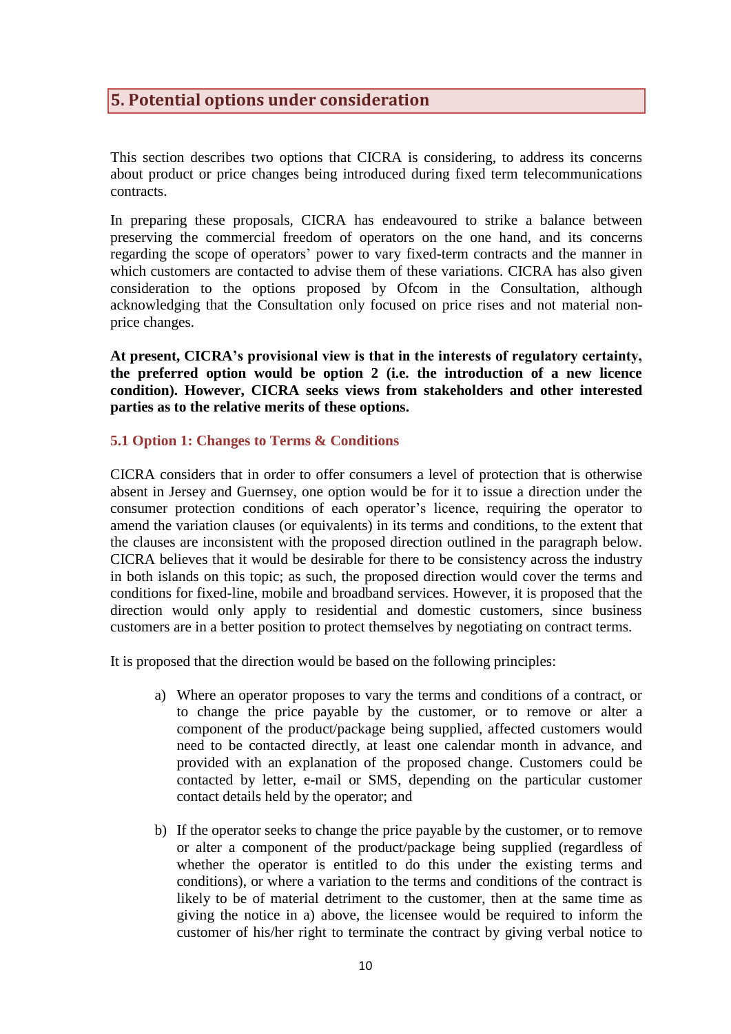## 5. Potential options under consideration

This section describes two options that CICRA is considering, to address its concerns about product or price changes being introduced during fixed term telecommunications contracts.

In preparing these proposals, CICRA has endeavoured to strike a balance between preserving the commercial freedom of operators on the one hand, and its concerns regarding the scope of operators' power to vary fixed-term contracts and the manner in which customers are contacted to advise them of these variations. CICRA has also given consideration to the options proposed by Ofcom in the Consultation, although acknowledging that the Consultation only focused on price rises and not material non-price changes.

**At present, CICRA's provisional view is that in the interests of regulatory certainty, the preferred option would be option 2 (i.e. the introduction of a new licence condition). However, CICRA seeks views from stakeholders and other interested parties as to the relative merits of these options.**

### 5.1 Option 1: Changes to Terms & Conditions

CICRA considers that in order to offer consumers a level of protection that is otherwise absent in Jersey and Guernsey, one option would be for it to issue a direction under the consumer protection conditions of each operator's licence, requiring the operator to amend the variation clauses (or equivalents) in its terms and conditions, to the extent that the clauses are inconsistent with the proposed direction outlined in the paragraph below. CICRA believes that it would be desirable for there to be consistency across the industry in both islands on this topic; as such, the proposed direction would cover the terms and conditions for fixed-line, mobile and broadband services. However, it is proposed that the direction would only apply to residential and domestic customers, since business customers are in a better position to protect themselves by negotiating on contract terms.

It is proposed that the direction would be based on the following principles:

a) Where an operator proposes to vary the terms and conditions of a contract, or to change the price payable by the customer, or to remove or alter a component of the product/package being supplied, affected customers would need to be contacted directly, at least one calendar month in advance, and provided with an explanation of the proposed change. Customers could be contacted by letter, e-mail or SMS, depending on the particular customer contact details held by the operator; and

b) If the operator seeks to change the price payable by the customer, or to remove or alter a component of the product/package being supplied (regardless of whether the operator is entitled to do this under the existing terms and conditions), or where a variation to the terms and conditions of the contract is likely to be of material detriment to the customer, then at the same time as giving the notice in a) above, the licensee would be required to inform the customer of his/her right to terminate the contract by giving verbal notice to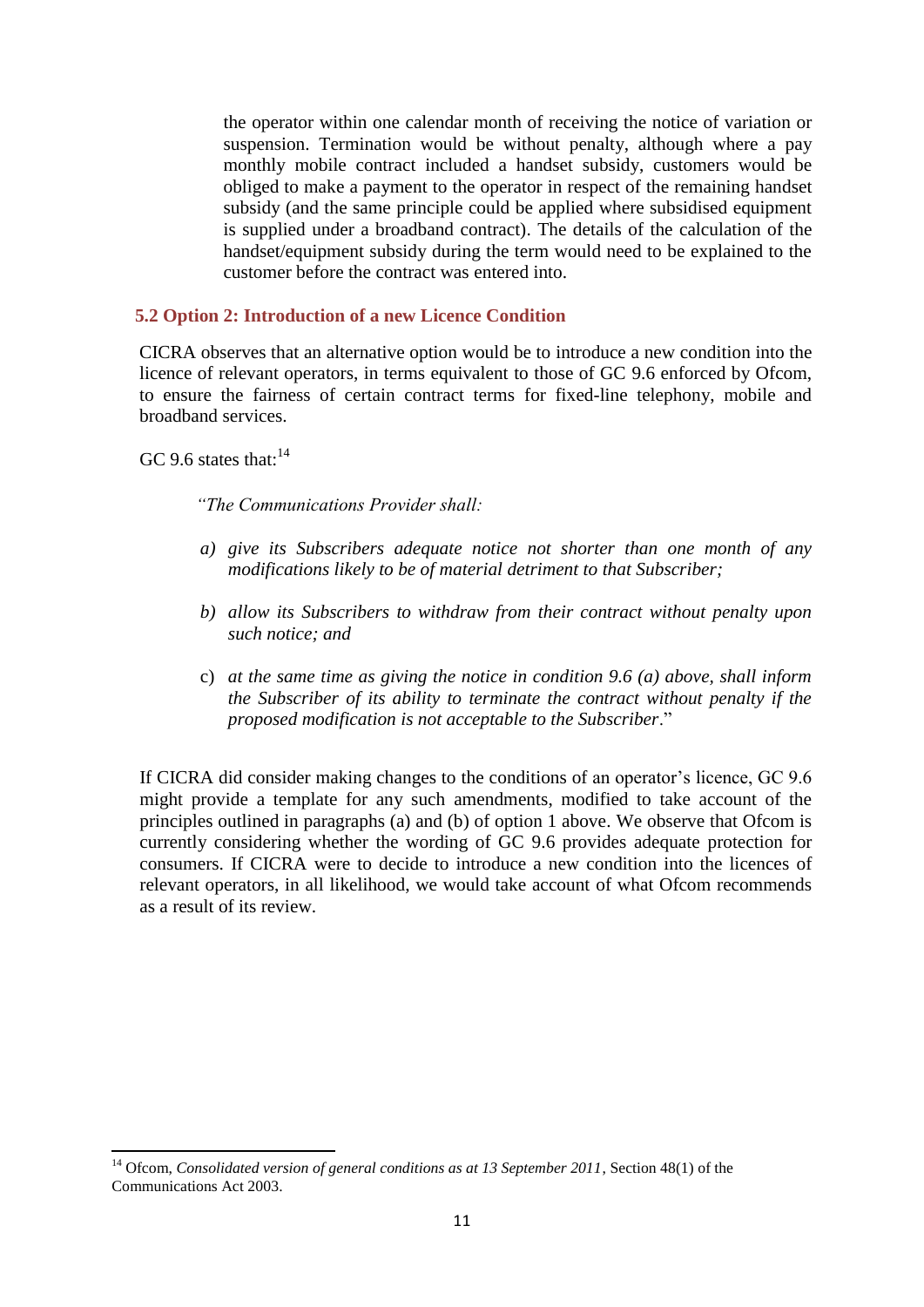the operator within one calendar month of receiving the notice of variation or suspension. Termination would be without penalty, although where a pay monthly mobile contract included a handset subsidy, customers would be obliged to make a payment to the operator in respect of the remaining handset subsidy (and the same principle could be applied where subsidised equipment is supplied under a broadband contract). The details of the calculation of the handset/equipment subsidy during the term would need to be explained to the customer before the contract was entered into.

### 5.2 Option 2: Introduction of a new Licence Condition

CICRA observes that an alternative option would be to introduce a new condition into the licence of relevant operators, in terms equivalent to those of GC 9.6 enforced by Ofcom, to ensure the fairness of certain contract terms for fixed-line telephony, mobile and broadband services.

GC 9.6 states that:[14]

> *"The Communications Provider shall:*
>
> *a) give its Subscribers adequate notice not shorter than one month of any modifications likely to be of material detriment to that Subscriber;*
>
> *b) allow its Subscribers to withdraw from their contract without penalty upon such notice; and*
>
> c) *at the same time as giving the notice in condition 9.6 (a) above, shall inform the Subscriber of its ability to terminate the contract without penalty if the proposed modification is not acceptable to the Subscriber*."

If CICRA did consider making changes to the conditions of an operator's licence, GC 9.6 might provide a template for any such amendments, modified to take account of the principles outlined in paragraphs (a) and (b) of option 1 above. We observe that Ofcom is currently considering whether the wording of GC 9.6 provides adequate protection for consumers. If CICRA were to decide to introduce a new condition into the licences of relevant operators, in all likelihood, we would take account of what Ofcom recommends as a result of its review.

---

[14] Ofcom, *Consolidated version of general conditions as at 13 September 2011*, Section 48(1) of the Communications Act 2003.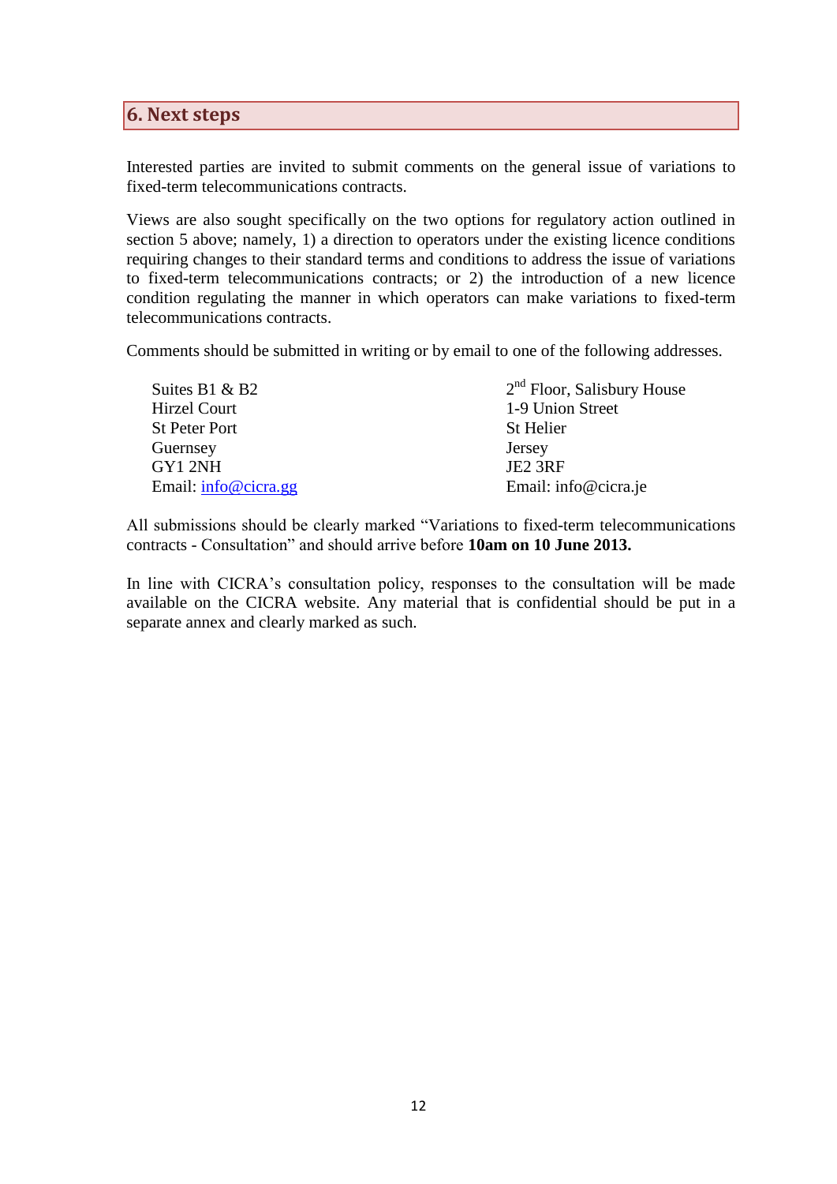## 6. Next steps

Interested parties are invited to submit comments on the general issue of variations to fixed-term telecommunications contracts.

Views are also sought specifically on the two options for regulatory action outlined in section 5 above; namely, 1) a direction to operators under the existing licence conditions requiring changes to their standard terms and conditions to address the issue of variations to fixed-term telecommunications contracts; or 2) the introduction of a new licence condition regulating the manner in which operators can make variations to fixed-term telecommunications contracts.

Comments should be submitted in writing or by email to one of the following addresses.

Suites B1 & B2
Hirzel Court
St Peter Port
Guernsey
GY1 2NH
Email: info@cicra.gg

2nd Floor, Salisbury House
1-9 Union Street
St Helier
Jersey
JE2 3RF
Email: info@cicra.je

All submissions should be clearly marked "Variations to fixed-term telecommunications contracts - Consultation" and should arrive before **10am on 10 June 2013.**

In line with CICRA's consultation policy, responses to the consultation will be made available on the CICRA website. Any material that is confidential should be put in a separate annex and clearly marked as such.